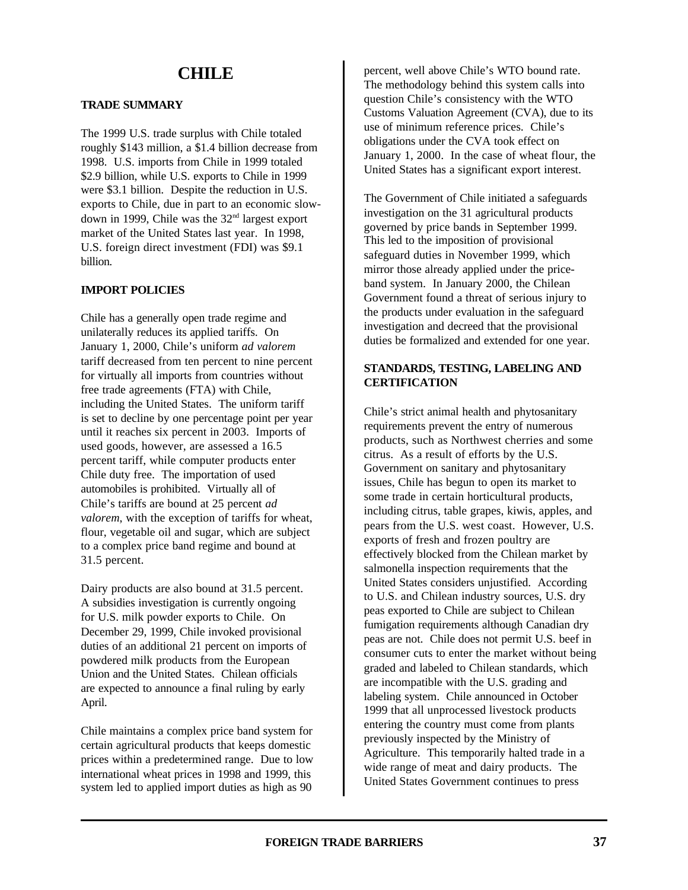# CHILE

## TRADE SUMMARY

The 1999 U.S. trade surplus with Chile totaled roughly $143 million, a $1.4 billion decrease from 1998. U.S. imports from Chile in 1999 totaled $2.9 billion, while U.S. exports to Chile in 1999 were $3.1 billion. Despite the reduction in U.S. exports to Chile, due in part to an economic slowdown in 1999, Chile was the 32nd largest export market of the United States last year. In 1998, U.S. foreign direct investment (FDI) was $9.1 billion.

## IMPORT POLICIES

Chile has a generally open trade regime and unilaterally reduces its applied tariffs. On January 1, 2000, Chile's uniform *ad valorem* tariff decreased from ten percent to nine percent for virtually all imports from countries without free trade agreements (FTA) with Chile, including the United States. The uniform tariff is set to decline by one percentage point per year until it reaches six percent in 2003. Imports of used goods, however, are assessed a 16.5 percent tariff, while computer products enter Chile duty free. The importation of used automobiles is prohibited. Virtually all of Chile's tariffs are bound at 25 percent *ad valorem*, with the exception of tariffs for wheat, flour, vegetable oil and sugar, which are subject to a complex price band regime and bound at 31.5 percent.

Dairy products are also bound at 31.5 percent. A subsidies investigation is currently ongoing for U.S. milk powder exports to Chile. On December 29, 1999, Chile invoked provisional duties of an additional 21 percent on imports of powdered milk products from the European Union and the United States. Chilean officials are expected to announce a final ruling by early April.

Chile maintains a complex price band system for certain agricultural products that keeps domestic prices within a predetermined range. Due to low international wheat prices in 1998 and 1999, this system led to applied import duties as high as 90 percent, well above Chile's WTO bound rate. The methodology behind this system calls into question Chile's consistency with the WTO Customs Valuation Agreement (CVA), due to its use of minimum reference prices. Chile's obligations under the CVA took effect on January 1, 2000. In the case of wheat flour, the United States has a significant export interest.

The Government of Chile initiated a safeguards investigation on the 31 agricultural products governed by price bands in September 1999. This led to the imposition of provisional safeguard duties in November 1999, which mirror those already applied under the price-band system. In January 2000, the Chilean Government found a threat of serious injury to the products under evaluation in the safeguard investigation and decreed that the provisional duties be formalized and extended for one year.

## STANDARDS, TESTING, LABELING AND CERTIFICATION

Chile's strict animal health and phytosanitary requirements prevent the entry of numerous products, such as Northwest cherries and some citrus. As a result of efforts by the U.S. Government on sanitary and phytosanitary issues, Chile has begun to open its market to some trade in certain horticultural products, including citrus, table grapes, kiwis, apples, and pears from the U.S. west coast. However, U.S. exports of fresh and frozen poultry are effectively blocked from the Chilean market by salmonella inspection requirements that the United States considers unjustified. According to U.S. and Chilean industry sources, U.S. dry peas exported to Chile are subject to Chilean fumigation requirements although Canadian dry peas are not. Chile does not permit U.S. beef in consumer cuts to enter the market without being graded and labeled to Chilean standards, which are incompatible with the U.S. grading and labeling system. Chile announced in October 1999 that all unprocessed livestock products entering the country must come from plants previously inspected by the Ministry of Agriculture. This temporarily halted trade in a wide range of meat and dairy products. The United States Government continues to press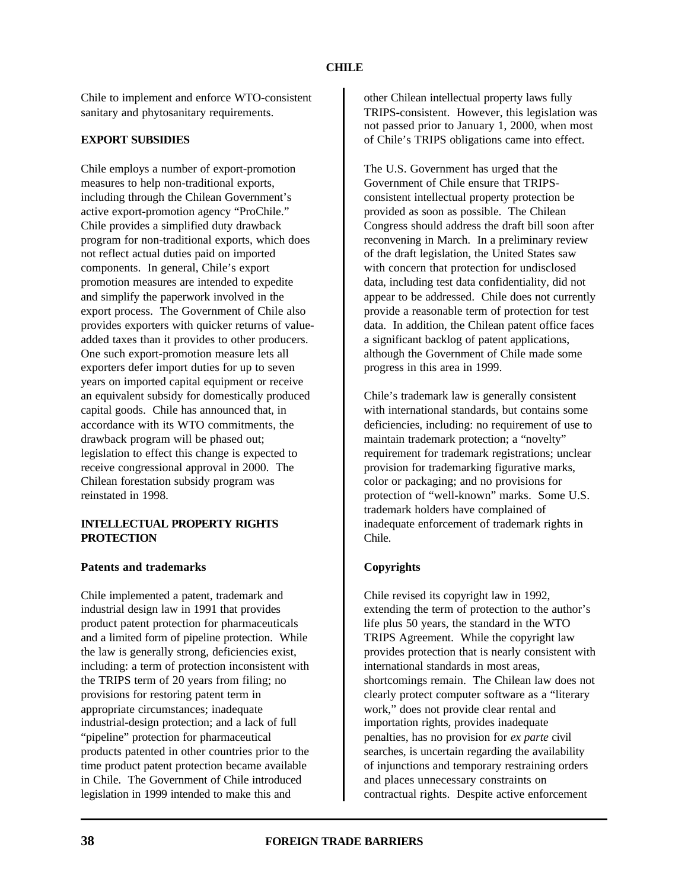Chile to implement and enforce WTO-consistent sanitary and phytosanitary requirements.

## EXPORT SUBSIDIES

Chile employs a number of export-promotion measures to help non-traditional exports, including through the Chilean Government's active export-promotion agency "ProChile." Chile provides a simplified duty drawback program for non-traditional exports, which does not reflect actual duties paid on imported components. In general, Chile's export promotion measures are intended to expedite and simplify the paperwork involved in the export process. The Government of Chile also provides exporters with quicker returns of value-added taxes than it provides to other producers. One such export-promotion measure lets all exporters defer import duties for up to seven years on imported capital equipment or receive an equivalent subsidy for domestically produced capital goods. Chile has announced that, in accordance with its WTO commitments, the drawback program will be phased out; legislation to effect this change is expected to receive congressional approval in 2000. The Chilean forestation subsidy program was reinstated in 1998.

## INTELLECTUAL PROPERTY RIGHTS PROTECTION

### Patents and trademarks

Chile implemented a patent, trademark and industrial design law in 1991 that provides product patent protection for pharmaceuticals and a limited form of pipeline protection. While the law is generally strong, deficiencies exist, including: a term of protection inconsistent with the TRIPS term of 20 years from filing; no provisions for restoring patent term in appropriate circumstances; inadequate industrial-design protection; and a lack of full "pipeline" protection for pharmaceutical products patented in other countries prior to the time product patent protection became available in Chile. The Government of Chile introduced legislation in 1999 intended to make this and other Chilean intellectual property laws fully TRIPS-consistent. However, this legislation was not passed prior to January 1, 2000, when most of Chile's TRIPS obligations came into effect.

The U.S. Government has urged that the Government of Chile ensure that TRIPS-consistent intellectual property protection be provided as soon as possible. The Chilean Congress should address the draft bill soon after reconvening in March. In a preliminary review of the draft legislation, the United States saw with concern that protection for undisclosed data, including test data confidentiality, did not appear to be addressed. Chile does not currently provide a reasonable term of protection for test data. In addition, the Chilean patent office faces a significant backlog of patent applications, although the Government of Chile made some progress in this area in 1999.

Chile's trademark law is generally consistent with international standards, but contains some deficiencies, including: no requirement of use to maintain trademark protection; a "novelty" requirement for trademark registrations; unclear provision for trademarking figurative marks, color or packaging; and no provisions for protection of "well-known" marks. Some U.S. trademark holders have complained of inadequate enforcement of trademark rights in Chile.

### Copyrights

Chile revised its copyright law in 1992, extending the term of protection to the author's life plus 50 years, the standard in the WTO TRIPS Agreement. While the copyright law provides protection that is nearly consistent with international standards in most areas, shortcomings remain. The Chilean law does not clearly protect computer software as a "literary work," does not provide clear rental and importation rights, provides inadequate penalties, has no provision for *ex parte* civil searches, is uncertain regarding the availability of injunctions and temporary restraining orders and places unnecessary constraints on contractual rights. Despite active enforcement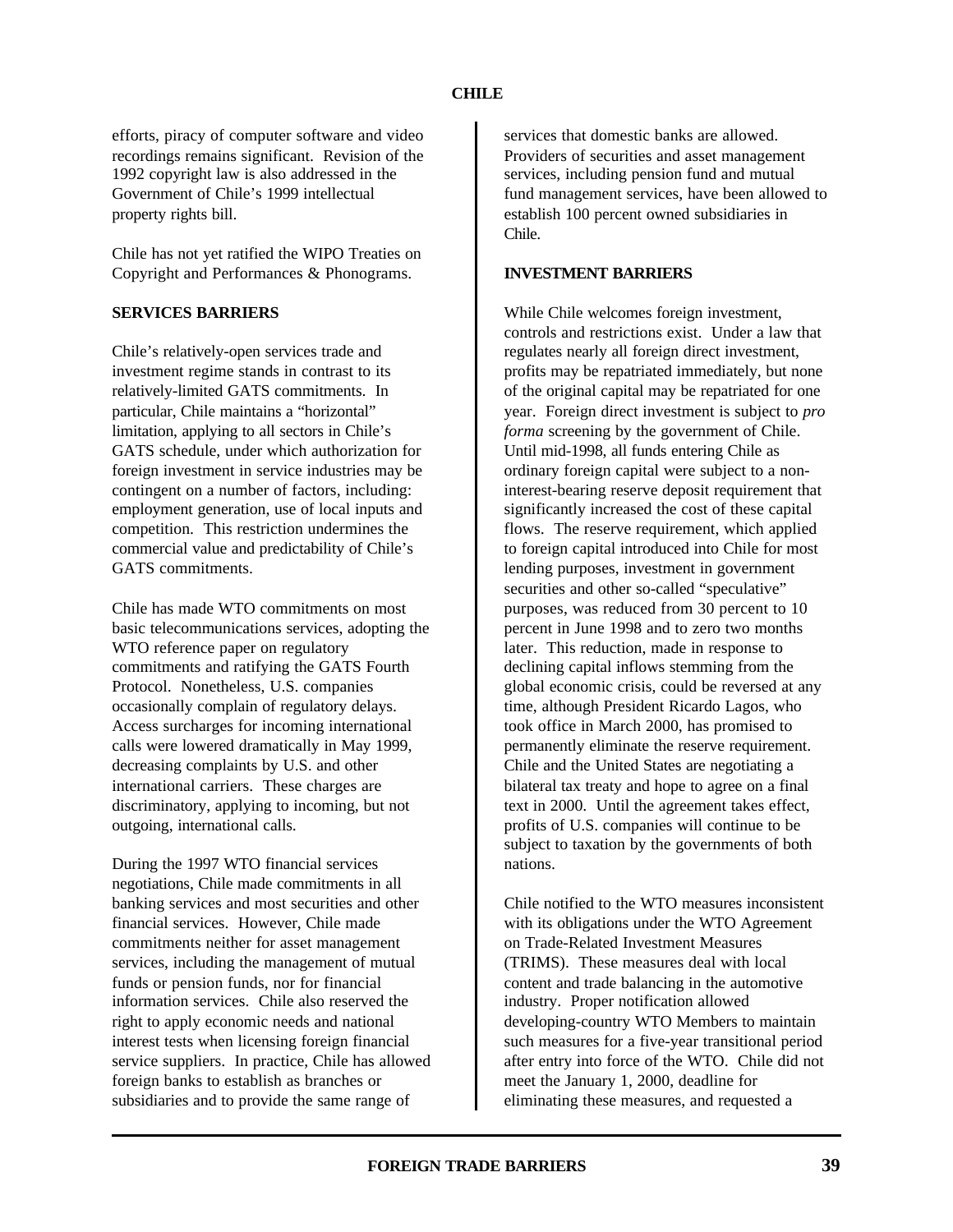efforts, piracy of computer software and video recordings remains significant. Revision of the 1992 copyright law is also addressed in the Government of Chile's 1999 intellectual property rights bill.

Chile has not yet ratified the WIPO Treaties on Copyright and Performances & Phonograms.

## SERVICES BARRIERS

Chile's relatively-open services trade and investment regime stands in contrast to its relatively-limited GATS commitments. In particular, Chile maintains a "horizontal" limitation, applying to all sectors in Chile's GATS schedule, under which authorization for foreign investment in service industries may be contingent on a number of factors, including: employment generation, use of local inputs and competition. This restriction undermines the commercial value and predictability of Chile's GATS commitments.

Chile has made WTO commitments on most basic telecommunications services, adopting the WTO reference paper on regulatory commitments and ratifying the GATS Fourth Protocol. Nonetheless, U.S. companies occasionally complain of regulatory delays. Access surcharges for incoming international calls were lowered dramatically in May 1999, decreasing complaints by U.S. and other international carriers. These charges are discriminatory, applying to incoming, but not outgoing, international calls.

During the 1997 WTO financial services negotiations, Chile made commitments in all banking services and most securities and other financial services. However, Chile made commitments neither for asset management services, including the management of mutual funds or pension funds, nor for financial information services. Chile also reserved the right to apply economic needs and national interest tests when licensing foreign financial service suppliers. In practice, Chile has allowed foreign banks to establish as branches or subsidiaries and to provide the same range of services that domestic banks are allowed. Providers of securities and asset management services, including pension fund and mutual fund management services, have been allowed to establish 100 percent owned subsidiaries in Chile.

## INVESTMENT BARRIERS

While Chile welcomes foreign investment, controls and restrictions exist. Under a law that regulates nearly all foreign direct investment, profits may be repatriated immediately, but none of the original capital may be repatriated for one year. Foreign direct investment is subject to *pro forma* screening by the government of Chile. Until mid-1998, all funds entering Chile as ordinary foreign capital were subject to a non-interest-bearing reserve deposit requirement that significantly increased the cost of these capital flows. The reserve requirement, which applied to foreign capital introduced into Chile for most lending purposes, investment in government securities and other so-called "speculative" purposes, was reduced from 30 percent to 10 percent in June 1998 and to zero two months later. This reduction, made in response to declining capital inflows stemming from the global economic crisis, could be reversed at any time, although President Ricardo Lagos, who took office in March 2000, has promised to permanently eliminate the reserve requirement. Chile and the United States are negotiating a bilateral tax treaty and hope to agree on a final text in 2000. Until the agreement takes effect, profits of U.S. companies will continue to be subject to taxation by the governments of both nations.

Chile notified to the WTO measures inconsistent with its obligations under the WTO Agreement on Trade-Related Investment Measures (TRIMS). These measures deal with local content and trade balancing in the automotive industry. Proper notification allowed developing-country WTO Members to maintain such measures for a five-year transitional period after entry into force of the WTO. Chile did not meet the January 1, 2000, deadline for eliminating these measures, and requested a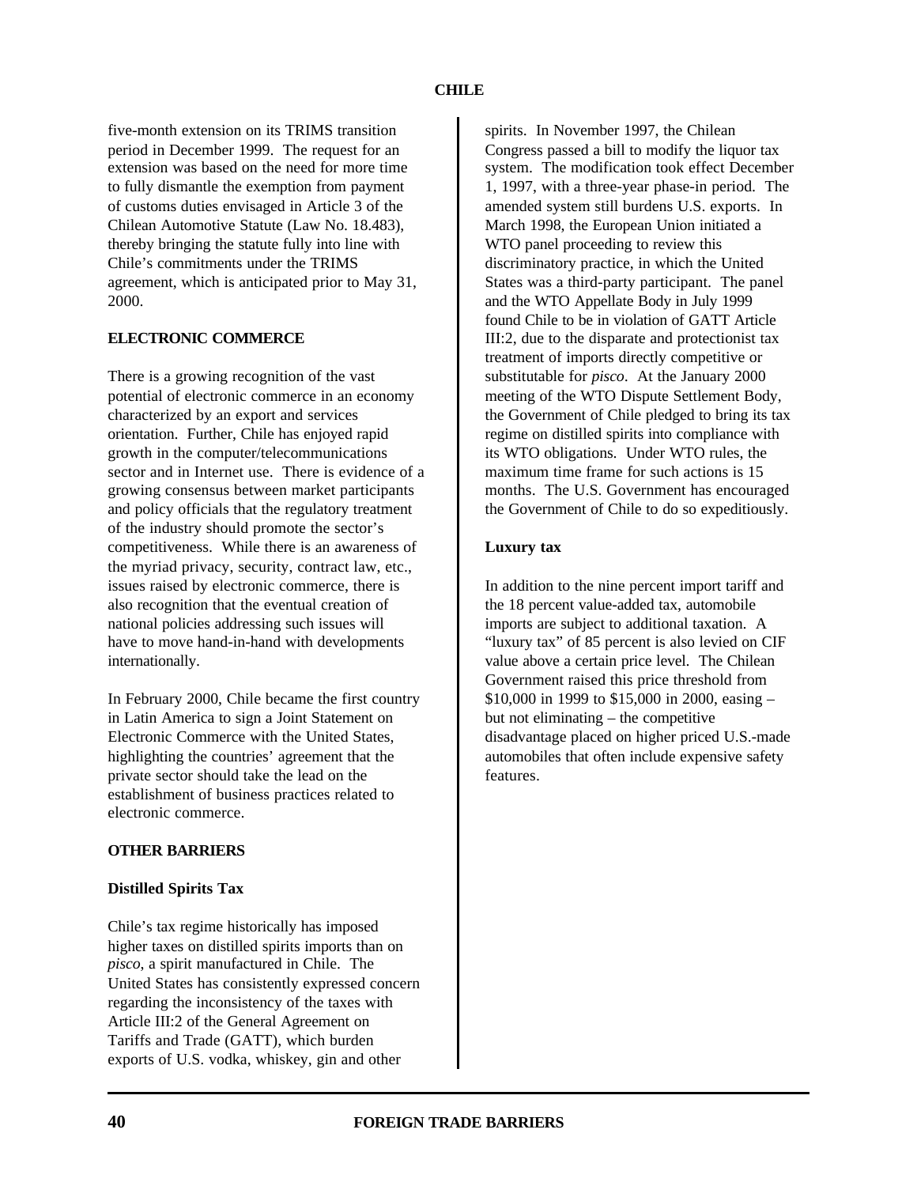five-month extension on its TRIMS transition period in December 1999. The request for an extension was based on the need for more time to fully dismantle the exemption from payment of customs duties envisaged in Article 3 of the Chilean Automotive Statute (Law No. 18.483), thereby bringing the statute fully into line with Chile's commitments under the TRIMS agreement, which is anticipated prior to May 31, 2000.

## ELECTRONIC COMMERCE

There is a growing recognition of the vast potential of electronic commerce in an economy characterized by an export and services orientation. Further, Chile has enjoyed rapid growth in the computer/telecommunications sector and in Internet use. There is evidence of a growing consensus between market participants and policy officials that the regulatory treatment of the industry should promote the sector's competitiveness. While there is an awareness of the myriad privacy, security, contract law, etc., issues raised by electronic commerce, there is also recognition that the eventual creation of national policies addressing such issues will have to move hand-in-hand with developments internationally.

In February 2000, Chile became the first country in Latin America to sign a Joint Statement on Electronic Commerce with the United States, highlighting the countries' agreement that the private sector should take the lead on the establishment of business practices related to electronic commerce.

## OTHER BARRIERS

### Distilled Spirits Tax

Chile's tax regime historically has imposed higher taxes on distilled spirits imports than on *pisco*, a spirit manufactured in Chile. The United States has consistently expressed concern regarding the inconsistency of the taxes with Article III:2 of the General Agreement on Tariffs and Trade (GATT), which burden exports of U.S. vodka, whiskey, gin and other spirits. In November 1997, the Chilean Congress passed a bill to modify the liquor tax system. The modification took effect December 1, 1997, with a three-year phase-in period. The amended system still burdens U.S. exports. In March 1998, the European Union initiated a WTO panel proceeding to review this discriminatory practice, in which the United States was a third-party participant. The panel and the WTO Appellate Body in July 1999 found Chile to be in violation of GATT Article III:2, due to the disparate and protectionist tax treatment of imports directly competitive or substitutable for *pisco*. At the January 2000 meeting of the WTO Dispute Settlement Body, the Government of Chile pledged to bring its tax regime on distilled spirits into compliance with its WTO obligations. Under WTO rules, the maximum time frame for such actions is 15 months. The U.S. Government has encouraged the Government of Chile to do so expeditiously.

### Luxury tax

In addition to the nine percent import tariff and the 18 percent value-added tax, automobile imports are subject to additional taxation. A "luxury tax" of 85 percent is also levied on CIF value above a certain price level. The Chilean Government raised this price threshold from $10,000 in 1999 to $15,000 in 2000, easing – but not eliminating – the competitive disadvantage placed on higher priced U.S.-made automobiles that often include expensive safety features.